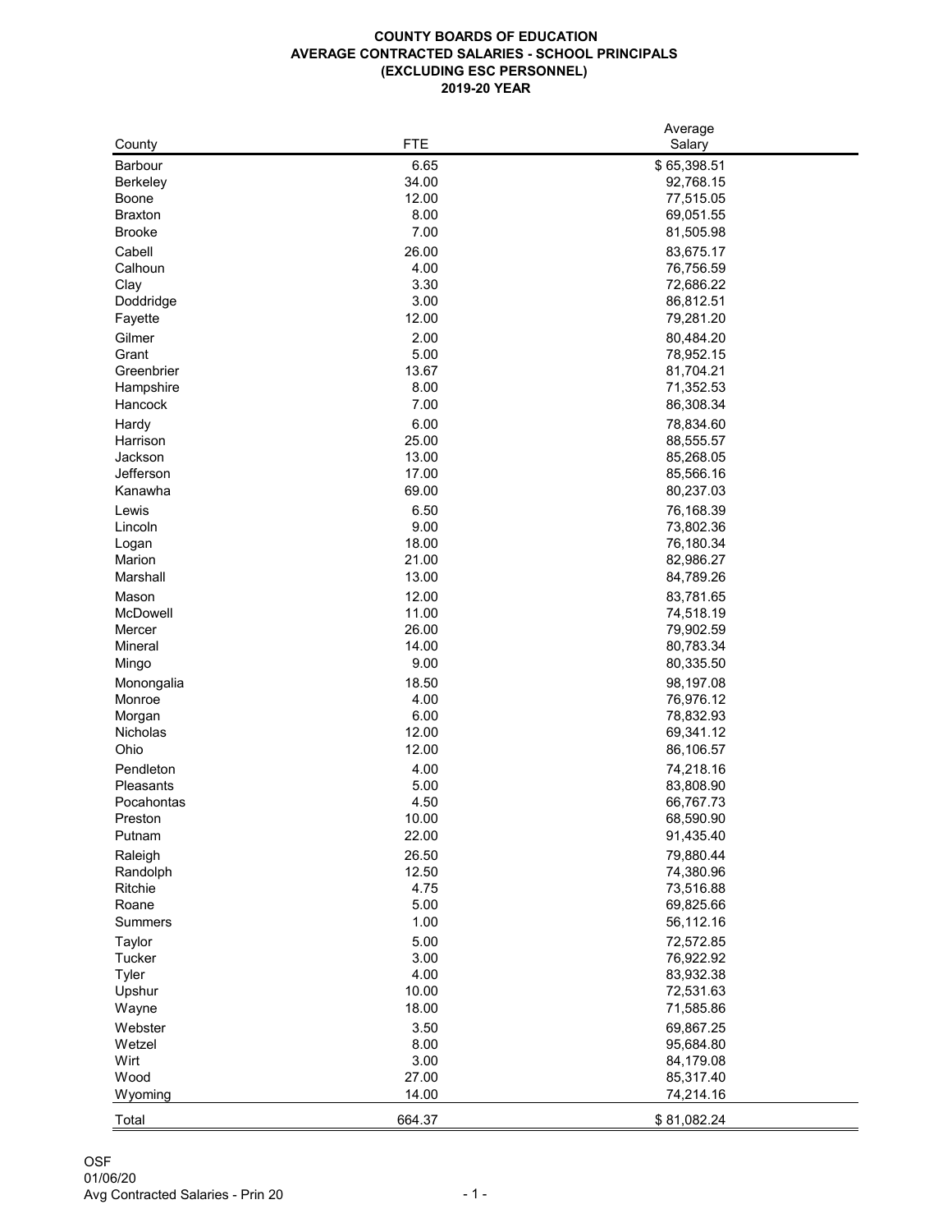# COUNTY BOARDS OF EDUCATION
## AVERAGE CONTRACTED SALARIES - SCHOOL PRINCIPALS
## (EXCLUDING ESC PERSONNEL)
## 2019-20 YEAR

| County | FTE | Average Salary |
|---|---|---|
| Barbour | 6.65 | $ 65,398.51 |
| Berkeley | 34.00 | 92,768.15 |
| Boone | 12.00 | 77,515.05 |
| Braxton | 8.00 | 69,051.55 |
| Brooke | 7.00 | 81,505.98 |
| Cabell | 26.00 | 83,675.17 |
| Calhoun | 4.00 | 76,756.59 |
| Clay | 3.30 | 72,686.22 |
| Doddridge | 3.00 | 86,812.51 |
| Fayette | 12.00 | 79,281.20 |
| Gilmer | 2.00 | 80,484.20 |
| Grant | 5.00 | 78,952.15 |
| Greenbrier | 13.67 | 81,704.21 |
| Hampshire | 8.00 | 71,352.53 |
| Hancock | 7.00 | 86,308.34 |
| Hardy | 6.00 | 78,834.60 |
| Harrison | 25.00 | 88,555.57 |
| Jackson | 13.00 | 85,268.05 |
| Jefferson | 17.00 | 85,566.16 |
| Kanawha | 69.00 | 80,237.03 |
| Lewis | 6.50 | 76,168.39 |
| Lincoln | 9.00 | 73,802.36 |
| Logan | 18.00 | 76,180.34 |
| Marion | 21.00 | 82,986.27 |
| Marshall | 13.00 | 84,789.26 |
| Mason | 12.00 | 83,781.65 |
| McDowell | 11.00 | 74,518.19 |
| Mercer | 26.00 | 79,902.59 |
| Mineral | 14.00 | 80,783.34 |
| Mingo | 9.00 | 80,335.50 |
| Monongalia | 18.50 | 98,197.08 |
| Monroe | 4.00 | 76,976.12 |
| Morgan | 6.00 | 78,832.93 |
| Nicholas | 12.00 | 69,341.12 |
| Ohio | 12.00 | 86,106.57 |
| Pendleton | 4.00 | 74,218.16 |
| Pleasants | 5.00 | 83,808.90 |
| Pocahontas | 4.50 | 66,767.73 |
| Preston | 10.00 | 68,590.90 |
| Putnam | 22.00 | 91,435.40 |
| Raleigh | 26.50 | 79,880.44 |
| Randolph | 12.50 | 74,380.96 |
| Ritchie | 4.75 | 73,516.88 |
| Roane | 5.00 | 69,825.66 |
| Summers | 1.00 | 56,112.16 |
| Taylor | 5.00 | 72,572.85 |
| Tucker | 3.00 | 76,922.92 |
| Tyler | 4.00 | 83,932.38 |
| Upshur | 10.00 | 72,531.63 |
| Wayne | 18.00 | 71,585.86 |
| Webster | 3.50 | 69,867.25 |
| Wetzel | 8.00 | 95,684.80 |
| Wirt | 3.00 | 84,179.08 |
| Wood | 27.00 | 85,317.40 |
| Wyoming | 14.00 | 74,214.16 |
| Total | 664.37 | $ 81,082.24 |

OSF
01/06/20
Avg Contracted Salaries - Prin 20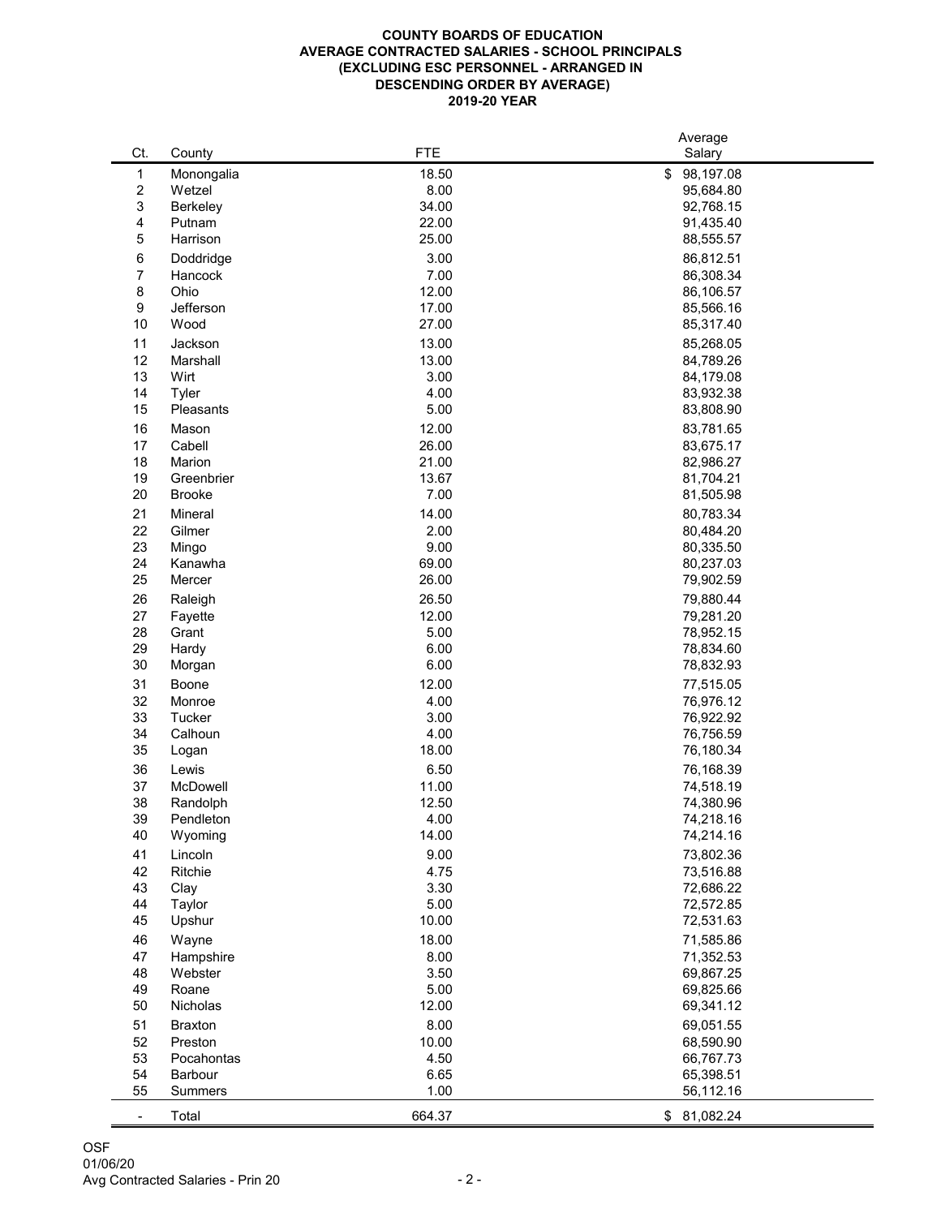**COUNTY BOARDS OF EDUCATION**
**AVERAGE CONTRACTED SALARIES - SCHOOL PRINCIPALS**
**(EXCLUDING ESC PERSONNEL - ARRANGED IN DESCENDING ORDER BY AVERAGE)**
**2019-20 YEAR**

| Ct. | County | FTE | Average Salary |
|---|---|---|---|
| 1 | Monongalia | 18.50 | $ 98,197.08 |
| 2 | Wetzel | 8.00 | 95,684.80 |
| 3 | Berkeley | 34.00 | 92,768.15 |
| 4 | Putnam | 22.00 | 91,435.40 |
| 5 | Harrison | 25.00 | 88,555.57 |
| 6 | Doddridge | 3.00 | 86,812.51 |
| 7 | Hancock | 7.00 | 86,308.34 |
| 8 | Ohio | 12.00 | 86,106.57 |
| 9 | Jefferson | 17.00 | 85,566.16 |
| 10 | Wood | 27.00 | 85,317.40 |
| 11 | Jackson | 13.00 | 85,268.05 |
| 12 | Marshall | 13.00 | 84,789.26 |
| 13 | Wirt | 3.00 | 84,179.08 |
| 14 | Tyler | 4.00 | 83,932.38 |
| 15 | Pleasants | 5.00 | 83,808.90 |
| 16 | Mason | 12.00 | 83,781.65 |
| 17 | Cabell | 26.00 | 83,675.17 |
| 18 | Marion | 21.00 | 82,986.27 |
| 19 | Greenbrier | 13.67 | 81,704.21 |
| 20 | Brooke | 7.00 | 81,505.98 |
| 21 | Mineral | 14.00 | 80,783.34 |
| 22 | Gilmer | 2.00 | 80,484.20 |
| 23 | Mingo | 9.00 | 80,335.50 |
| 24 | Kanawha | 69.00 | 80,237.03 |
| 25 | Mercer | 26.00 | 79,902.59 |
| 26 | Raleigh | 26.50 | 79,880.44 |
| 27 | Fayette | 12.00 | 79,281.20 |
| 28 | Grant | 5.00 | 78,952.15 |
| 29 | Hardy | 6.00 | 78,834.60 |
| 30 | Morgan | 6.00 | 78,832.93 |
| 31 | Boone | 12.00 | 77,515.05 |
| 32 | Monroe | 4.00 | 76,976.12 |
| 33 | Tucker | 3.00 | 76,922.92 |
| 34 | Calhoun | 4.00 | 76,756.59 |
| 35 | Logan | 18.00 | 76,180.34 |
| 36 | Lewis | 6.50 | 76,168.39 |
| 37 | McDowell | 11.00 | 74,518.19 |
| 38 | Randolph | 12.50 | 74,380.96 |
| 39 | Pendleton | 4.00 | 74,218.16 |
| 40 | Wyoming | 14.00 | 74,214.16 |
| 41 | Lincoln | 9.00 | 73,802.36 |
| 42 | Ritchie | 4.75 | 73,516.88 |
| 43 | Clay | 3.30 | 72,686.22 |
| 44 | Taylor | 5.00 | 72,572.85 |
| 45 | Upshur | 10.00 | 72,531.63 |
| 46 | Wayne | 18.00 | 71,585.86 |
| 47 | Hampshire | 8.00 | 71,352.53 |
| 48 | Webster | 3.50 | 69,867.25 |
| 49 | Roane | 5.00 | 69,825.66 |
| 50 | Nicholas | 12.00 | 69,341.12 |
| 51 | Braxton | 8.00 | 69,051.55 |
| 52 | Preston | 10.00 | 68,590.90 |
| 53 | Pocahontas | 4.50 | 66,767.73 |
| 54 | Barbour | 6.65 | 65,398.51 |
| 55 | Summers | 1.00 | 56,112.16 |
| - | Total | 664.37 | $ 81,082.24 |

OSF
01/06/20
Avg Contracted Salaries - Prin 20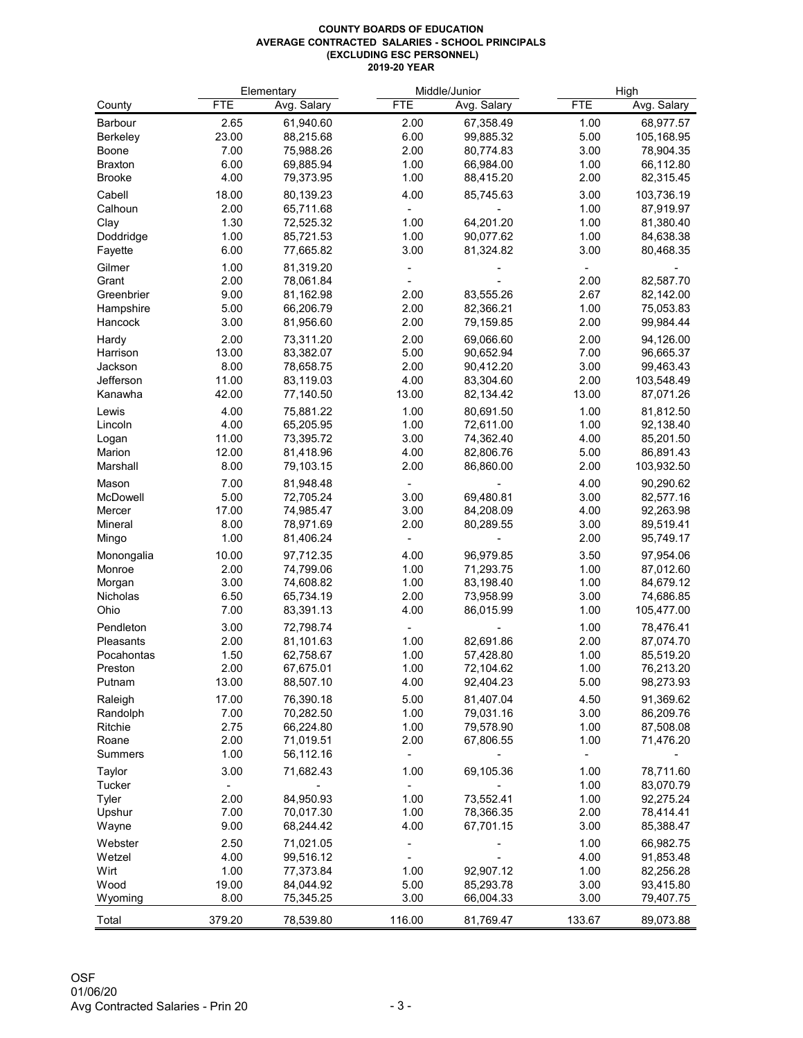**COUNTY BOARDS OF EDUCATION**
**AVERAGE CONTRACTED SALARIES - SCHOOL PRINCIPALS**
**(EXCLUDING ESC PERSONNEL)**
**2019-20 YEAR**

| | Elementary | | Middle/Junior | | High | |
|---|---|---|---|---|---|---|
| County | FTE | Avg. Salary | FTE | Avg. Salary | FTE | Avg. Salary |
| Barbour | 2.65 | 61,940.60 | 2.00 | 67,358.49 | 1.00 | 68,977.57 |
| Berkeley | 23.00 | 88,215.68 | 6.00 | 99,885.32 | 5.00 | 105,168.95 |
| Boone | 7.00 | 75,988.26 | 2.00 | 80,774.83 | 3.00 | 78,904.35 |
| Braxton | 6.00 | 69,885.94 | 1.00 | 66,984.00 | 1.00 | 66,112.80 |
| Brooke | 4.00 | 79,373.95 | 1.00 | 88,415.20 | 2.00 | 82,315.45 |
| Cabell | 18.00 | 80,139.23 | 4.00 | 85,745.63 | 3.00 | 103,736.19 |
| Calhoun | 2.00 | 65,711.68 | - | - | 1.00 | 87,919.97 |
| Clay | 1.30 | 72,525.32 | 1.00 | 64,201.20 | 1.00 | 81,380.40 |
| Doddridge | 1.00 | 85,721.53 | 1.00 | 90,077.62 | 1.00 | 84,638.38 |
| Fayette | 6.00 | 77,665.82 | 3.00 | 81,324.82 | 3.00 | 80,468.35 |
| Gilmer | 1.00 | 81,319.20 | - | - | - | - |
| Grant | 2.00 | 78,061.84 | - | - | 2.00 | 82,587.70 |
| Greenbrier | 9.00 | 81,162.98 | 2.00 | 83,555.26 | 2.67 | 82,142.00 |
| Hampshire | 5.00 | 66,206.79 | 2.00 | 82,366.21 | 1.00 | 75,053.83 |
| Hancock | 3.00 | 81,956.60 | 2.00 | 79,159.85 | 2.00 | 99,984.44 |
| Hardy | 2.00 | 73,311.20 | 2.00 | 69,066.60 | 2.00 | 94,126.00 |
| Harrison | 13.00 | 83,382.07 | 5.00 | 90,652.94 | 7.00 | 96,665.37 |
| Jackson | 8.00 | 78,658.75 | 2.00 | 90,412.20 | 3.00 | 99,463.43 |
| Jefferson | 11.00 | 83,119.03 | 4.00 | 83,304.60 | 2.00 | 103,548.49 |
| Kanawha | 42.00 | 77,140.50 | 13.00 | 82,134.42 | 13.00 | 87,071.26 |
| Lewis | 4.00 | 75,881.22 | 1.00 | 80,691.50 | 1.00 | 81,812.50 |
| Lincoln | 4.00 | 65,205.95 | 1.00 | 72,611.00 | 1.00 | 92,138.40 |
| Logan | 11.00 | 73,395.72 | 3.00 | 74,362.40 | 4.00 | 85,201.50 |
| Marion | 12.00 | 81,418.96 | 4.00 | 82,806.76 | 5.00 | 86,891.43 |
| Marshall | 8.00 | 79,103.15 | 2.00 | 86,860.00 | 2.00 | 103,932.50 |
| Mason | 7.00 | 81,948.48 | - | - | 4.00 | 90,290.62 |
| McDowell | 5.00 | 72,705.24 | 3.00 | 69,480.81 | 3.00 | 82,577.16 |
| Mercer | 17.00 | 74,985.47 | 3.00 | 84,208.09 | 4.00 | 92,263.98 |
| Mineral | 8.00 | 78,971.69 | 2.00 | 80,289.55 | 3.00 | 89,519.41 |
| Mingo | 1.00 | 81,406.24 | - | - | 2.00 | 95,749.17 |
| Monongalia | 10.00 | 97,712.35 | 4.00 | 96,979.85 | 3.50 | 97,954.06 |
| Monroe | 2.00 | 74,799.06 | 1.00 | 71,293.75 | 1.00 | 87,012.60 |
| Morgan | 3.00 | 74,608.82 | 1.00 | 83,198.40 | 1.00 | 84,679.12 |
| Nicholas | 6.50 | 65,734.19 | 2.00 | 73,958.99 | 3.00 | 74,686.85 |
| Ohio | 7.00 | 83,391.13 | 4.00 | 86,015.99 | 1.00 | 105,477.00 |
| Pendleton | 3.00 | 72,798.74 | - | - | 1.00 | 78,476.41 |
| Pleasants | 2.00 | 81,101.63 | 1.00 | 82,691.86 | 2.00 | 87,074.70 |
| Pocahontas | 1.50 | 62,758.67 | 1.00 | 57,428.80 | 1.00 | 85,519.20 |
| Preston | 2.00 | 67,675.01 | 1.00 | 72,104.62 | 1.00 | 76,213.20 |
| Putnam | 13.00 | 88,507.10 | 4.00 | 92,404.23 | 5.00 | 98,273.93 |
| Raleigh | 17.00 | 76,390.18 | 5.00 | 81,407.04 | 4.50 | 91,369.62 |
| Randolph | 7.00 | 70,282.50 | 1.00 | 79,031.16 | 3.00 | 86,209.76 |
| Ritchie | 2.75 | 66,224.80 | 1.00 | 79,578.90 | 1.00 | 87,508.08 |
| Roane | 2.00 | 71,019.51 | 2.00 | 67,806.55 | 1.00 | 71,476.20 |
| Summers | 1.00 | 56,112.16 | - | - | - | - |
| Taylor | 3.00 | 71,682.43 | 1.00 | 69,105.36 | 1.00 | 78,711.60 |
| Tucker | - | - | - | - | 1.00 | 83,070.79 |
| Tyler | 2.00 | 84,950.93 | 1.00 | 73,552.41 | 1.00 | 92,275.24 |
| Upshur | 7.00 | 70,017.30 | 1.00 | 78,366.35 | 2.00 | 78,414.41 |
| Wayne | 9.00 | 68,244.42 | 4.00 | 67,701.15 | 3.00 | 85,388.47 |
| Webster | 2.50 | 71,021.05 | - | - | 1.00 | 66,982.75 |
| Wetzel | 4.00 | 99,516.12 | - | - | 4.00 | 91,853.48 |
| Wirt | 1.00 | 77,373.84 | 1.00 | 92,907.12 | 1.00 | 82,256.28 |
| Wood | 19.00 | 84,044.92 | 5.00 | 85,293.78 | 3.00 | 93,415.80 |
| Wyoming | 8.00 | 75,345.25 | 3.00 | 66,004.33 | 3.00 | 79,407.75 |
| Total | 379.20 | 78,539.80 | 116.00 | 81,769.47 | 133.67 | 89,073.88 |

OSF
01/06/20
Avg Contracted Salaries - Prin 20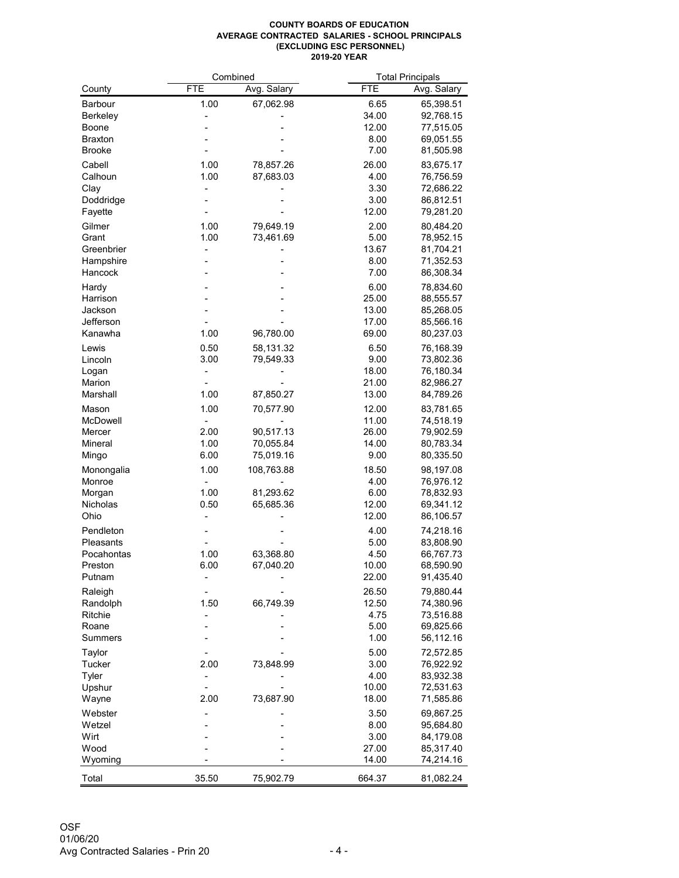**COUNTY BOARDS OF EDUCATION**
**AVERAGE CONTRACTED SALARIES - SCHOOL PRINCIPALS**
**(EXCLUDING ESC PERSONNEL)**
**2019-20 YEAR**

| | Combined | | Total Principals | |
|---|---|---|---|---|
| County | FTE | Avg. Salary | FTE | Avg. Salary |
| Barbour | 1.00 | 67,062.98 | 6.65 | 65,398.51 |
| Berkeley | - | - | 34.00 | 92,768.15 |
| Boone | - | - | 12.00 | 77,515.05 |
| Braxton | - | - | 8.00 | 69,051.55 |
| Brooke | - | - | 7.00 | 81,505.98 |
| Cabell | 1.00 | 78,857.26 | 26.00 | 83,675.17 |
| Calhoun | 1.00 | 87,683.03 | 4.00 | 76,756.59 |
| Clay | - | - | 3.30 | 72,686.22 |
| Doddridge | - | - | 3.00 | 86,812.51 |
| Fayette | - | - | 12.00 | 79,281.20 |
| Gilmer | 1.00 | 79,649.19 | 2.00 | 80,484.20 |
| Grant | 1.00 | 73,461.69 | 5.00 | 78,952.15 |
| Greenbrier | - | - | 13.67 | 81,704.21 |
| Hampshire | - | - | 8.00 | 71,352.53 |
| Hancock | - | - | 7.00 | 86,308.34 |
| Hardy | - | - | 6.00 | 78,834.60 |
| Harrison | - | - | 25.00 | 88,555.57 |
| Jackson | - | - | 13.00 | 85,268.05 |
| Jefferson | - | - | 17.00 | 85,566.16 |
| Kanawha | 1.00 | 96,780.00 | 69.00 | 80,237.03 |
| Lewis | 0.50 | 58,131.32 | 6.50 | 76,168.39 |
| Lincoln | 3.00 | 79,549.33 | 9.00 | 73,802.36 |
| Logan | - | - | 18.00 | 76,180.34 |
| Marion | - | - | 21.00 | 82,986.27 |
| Marshall | 1.00 | 87,850.27 | 13.00 | 84,789.26 |
| Mason | 1.00 | 70,577.90 | 12.00 | 83,781.65 |
| McDowell | - | - | 11.00 | 74,518.19 |
| Mercer | 2.00 | 90,517.13 | 26.00 | 79,902.59 |
| Mineral | 1.00 | 70,055.84 | 14.00 | 80,783.34 |
| Mingo | 6.00 | 75,019.16 | 9.00 | 80,335.50 |
| Monongalia | 1.00 | 108,763.88 | 18.50 | 98,197.08 |
| Monroe | - | - | 4.00 | 76,976.12 |
| Morgan | 1.00 | 81,293.62 | 6.00 | 78,832.93 |
| Nicholas | 0.50 | 65,685.36 | 12.00 | 69,341.12 |
| Ohio | - | - | 12.00 | 86,106.57 |
| Pendleton | - | - | 4.00 | 74,218.16 |
| Pleasants | - | - | 5.00 | 83,808.90 |
| Pocahontas | 1.00 | 63,368.80 | 4.50 | 66,767.73 |
| Preston | 6.00 | 67,040.20 | 10.00 | 68,590.90 |
| Putnam | - | - | 22.00 | 91,435.40 |
| Raleigh | - | - | 26.50 | 79,880.44 |
| Randolph | 1.50 | 66,749.39 | 12.50 | 74,380.96 |
| Ritchie | - | - | 4.75 | 73,516.88 |
| Roane | - | - | 5.00 | 69,825.66 |
| Summers | - | - | 1.00 | 56,112.16 |
| Taylor | - | - | 5.00 | 72,572.85 |
| Tucker | 2.00 | 73,848.99 | 3.00 | 76,922.92 |
| Tyler | - | - | 4.00 | 83,932.38 |
| Upshur | - | - | 10.00 | 72,531.63 |
| Wayne | 2.00 | 73,687.90 | 18.00 | 71,585.86 |
| Webster | - | - | 3.50 | 69,867.25 |
| Wetzel | - | - | 8.00 | 95,684.80 |
| Wirt | - | - | 3.00 | 84,179.08 |
| Wood | - | - | 27.00 | 85,317.40 |
| Wyoming | - | - | 14.00 | 74,214.16 |
| Total | 35.50 | 75,902.79 | 664.37 | 81,082.24 |

OSF
01/06/20
Avg Contracted Salaries - Prin 20